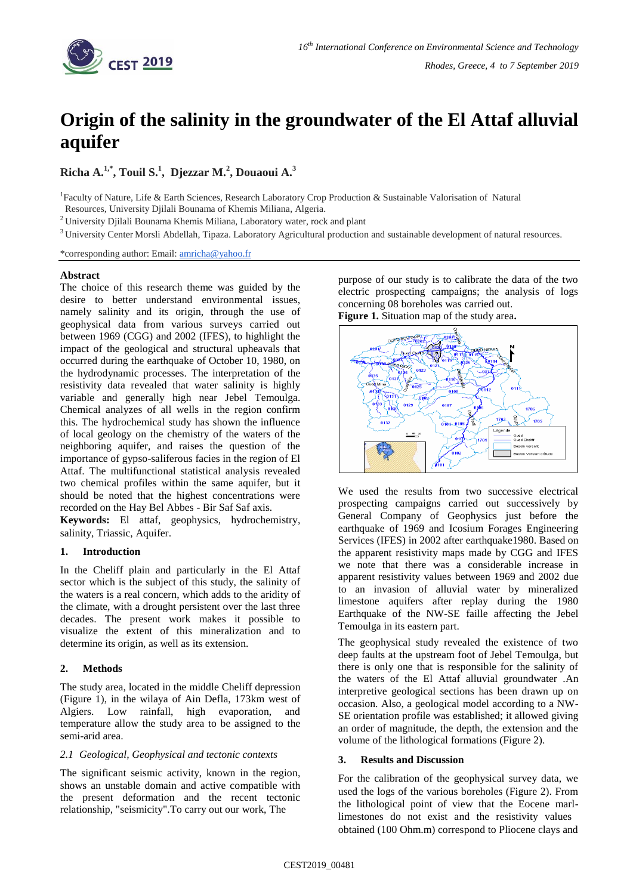# Origin of the salinity in the groundwater of the El Attaf alluvial aquifer

**Richa A.[1,*], Touil S.[1], Djezzar M.[2], Douaoui A.[3]**

[1]Faculty of Nature, Life & Earth Sciences, Research Laboratory Crop Production & Sustainable Valorisation of Natural Resources, University Djilali Bounama of Khemis Miliana, Algeria.

[2] University Djilali Bounama Khemis Miliana, Laboratory water, rock and plant

[3] University Center Morsli Abdellah, Tipaza. Laboratory Agricultural production and sustainable development of natural resources.

*corresponding author: Email: amricha@yahoo.fr

## Abstract

The choice of this research theme was guided by the desire to better understand environmental issues, namely salinity and its origin, through the use of geophysical data from various surveys carried out between 1969 (CGG) and 2002 (IFES), to highlight the impact of the geological and structural upheavals that occurred during the earthquake of October 10, 1980, on the hydrodynamic processes. The interpretation of the resistivity data revealed that water salinity is highly variable and generally high near Jebel Temoulga. Chemical analyzes of all wells in the region confirm this. The hydrochemical study has shown the influence of local geology on the chemistry of the waters of the neighboring aquifer, and raises the question of the importance of gypso-saliferous facies in the region of El Attaf. The multifunctional statistical analysis revealed two chemical profiles within the same aquifer, but it should be noted that the highest concentrations were recorded on the Hay Bel Abbes - Bir Saf Saf axis.

**Keywords:** El attaf, geophysics, hydrochemistry, salinity, Triassic, Aquifer.

## 1. Introduction

In the Cheliff plain and particularly in the El Attaf sector which is the subject of this study, the salinity of the waters is a real concern, which adds to the aridity of the climate, with a drought persistent over the last three decades. The present work makes it possible to visualize the extent of this mineralization and to determine its origin, as well as its extension.

## 2. Methods

The study area, located in the middle Cheliff depression (Figure 1), in the wilaya of Ain Defla, 173km west of Algiers. Low rainfall, high evaporation, and temperature allow the study area to be assigned to the semi-arid area.

### *2.1 Geological, Geophysical and tectonic contexts*

The significant seismic activity, known in the region, shows an unstable domain and active compatible with the present deformation and the recent tectonic relationship, "seismicity".To carry out our work, The purpose of our study is to calibrate the data of the two electric prospecting campaigns; the analysis of logs concerning 08 boreholes was carried out.

**Figure 1.** Situation map of the study area**.**

We used the results from two successive electrical prospecting campaigns carried out successively by General Company of Geophysics just before the earthquake of 1969 and Icosium Forages Engineering Services (IFES) in 2002 after earthquake1980. Based on the apparent resistivity maps made by CGG and IFES we note that there was a considerable increase in apparent resistivity values between 1969 and 2002 due to an invasion of alluvial water by mineralized limestone aquifers after replay during the 1980 Earthquake of the NW-SE faille affecting the Jebel Temoulga in its eastern part.

The geophysical study revealed the existence of two deep faults at the upstream foot of Jebel Temoulga, but there is only one that is responsible for the salinity of the waters of the El Attaf alluvial groundwater .An interpretive geological sections has been drawn up on occasion. Also, a geological model according to a NW-SE orientation profile was established; it allowed giving an order of magnitude, the depth, the extension and the volume of the lithological formations (Figure 2).

## 3. Results and Discussion

For the calibration of the geophysical survey data, we used the logs of the various boreholes (Figure 2). From the lithological point of view that the Eocene marl-limestones do not exist and the resistivity values obtained (100 Ohm.m) correspond to Pliocene clays and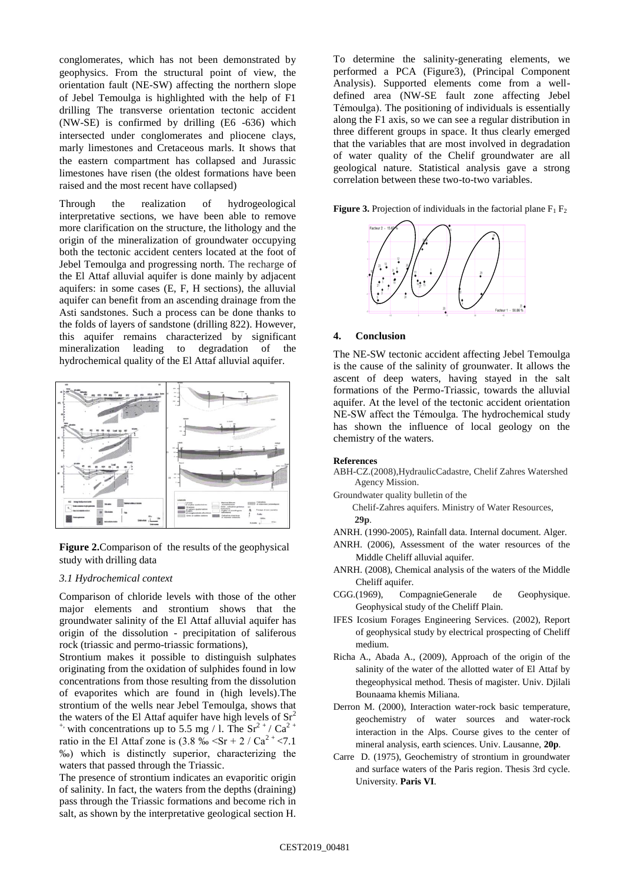conglomerates, which has not been demonstrated by geophysics. From the structural point of view, the orientation fault (NE-SW) affecting the northern slope of Jebel Temoulga is highlighted with the help of F1 drilling The transverse orientation tectonic accident (NW-SE) is confirmed by drilling (E6 -636) which intersected under conglomerates and pliocene clays, marly limestones and Cretaceous marls. It shows that the eastern compartment has collapsed and Jurassic limestones have risen (the oldest formations have been raised and the most recent have collapsed)

Through the realization of hydrogeological interpretative sections, we have been able to remove more clarification on the structure, the lithology and the origin of the mineralization of groundwater occupying both the tectonic accident centers located at the foot of Jebel Temoulga and progressing north. The recharge of the El Attaf alluvial aquifer is done mainly by adjacent aquifers: in some cases (E, F, H sections), the alluvial aquifer can benefit from an ascending drainage from the Asti sandstones. Such a process can be done thanks to the folds of layers of sandstone (drilling 822). However, this aquifer remains characterized by significant mineralization leading to degradation of the hydrochemical quality of the El Attaf alluvial aquifer.

**Figure 2.** Comparison of the results of the geophysical study with drilling data

### *3.1 Hydrochemical context*

Comparison of chloride levels with those of the other major elements and strontium shows that the groundwater salinity of the El Attaf alluvial aquifer has origin of the dissolution - precipitation of saliferous rock (triassic and permo-triassic formations),

Strontium makes it possible to distinguish sulphates originating from the oxidation of sulphides found in low concentrations from those resulting from the dissolution of evaporites which are found in (high levels).The strontium of the wells near Jebel Temoulga, shows that the waters of the El Attaf aquifer have high levels of $Sr^{2+}$, with concentrations up to 5.5 mg / l. The $Sr^{2+} / Ca^{2+}$ ratio in the El Attaf zone is (3.8 ‰ $<$ Sr + 2 / $Ca^{2+}$ $<$7.1 ‰) which is distinctly superior, characterizing the waters that passed through the Triassic.

The presence of strontium indicates an evaporitic origin of salinity. In fact, the waters from the depths (draining) pass through the Triassic formations and become rich in salt, as shown by the interpretative geological section H.

To determine the salinity-generating elements, we performed a PCA (Figure3), (Principal Component Analysis). Supported elements come from a well-defined area (NW-SE fault zone affecting Jebel Témoulga). The positioning of individuals is essentially along the F1 axis, so we can see a regular distribution in three different groups in space. It thus clearly emerged that the variables that are most involved in degradation of water quality of the Chelif groundwater are all geological nature. Statistical analysis gave a strong correlation between these two-to-two variables.

**Figure 3.** Projection of individuals in the factorial plane $F_1$ $F_2$

Facteur 2 - 15.67 %

Facteur 1 - 50.86 %

## 4. Conclusion

The NE-SW tectonic accident affecting Jebel Temoulga is the cause of the salinity of grounwater. It allows the ascent of deep waters, having stayed in the salt formations of the Permo-Triassic, towards the alluvial aquifer. At the level of the tectonic accident orientation NE-SW affect the Témoulga. The hydrochemical study has shown the influence of local geology on the chemistry of the waters.

**References**

ABH-CZ.(2008),HydraulicCadastre, Chelif Zahres Watershed Agency Mission.

Groundwater quality bulletin of the Chelif-Zahres aquifers. Ministry of Water Resources, **29p**.

ANRH. (1990-2005), Rainfall data. Internal document. Alger.

ANRH. (2006), Assessment of the water resources of the Middle Cheliff alluvial aquifer.

ANRH. (2008), Chemical analysis of the waters of the Middle Cheliff aquifer.

CGG.(1969), CompagnieGenerale de Geophysique. Geophysical study of the Cheliff Plain.

IFES Icosium Forages Engineering Services. (2002), Report of geophysical study by electrical prospecting of Cheliff medium.

Richa A., Abada A., (2009), Approach of the origin of the salinity of the water of the allotted water of El Attaf by thegeophysical method. Thesis of magister. Univ. Djilali Bounaama khemis Miliana.

Derron M. (2000), Interaction water-rock basic temperature, geochemistry of water sources and water-rock interaction in the Alps. Course gives to the center of mineral analysis, earth sciences. Univ. Lausanne, **20p**.

Carre D. (1975), Geochemistry of strontium in groundwater and surface waters of the Paris region. Thesis 3rd cycle. University. **Paris VI**.